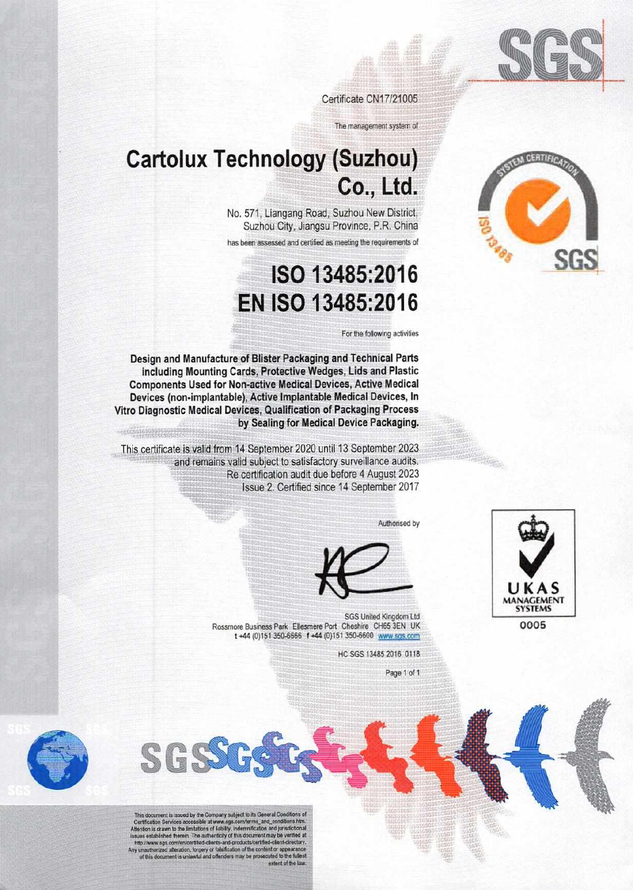Certificate CN17/21005

The management system of

# Cartolux Technology (Suzhou) Co., Ltd.

No. 571, Liangang Road, Suzhou New District, Suzhou City, Jiangsu Province, P.R. China

has been assessed and certified as meeting the requirements of

# ISO 13485:2016
# EN ISO 13485:2016

For the following activities

**Design and Manufacture of Blister Packaging and Technical Parts including Mounting Cards, Protective Wedges, Lids and Plastic Components Used for Non-active Medical Devices, Active Medical Devices (non-implantable), Active Implantable Medical Devices, In Vitro Diagnostic Medical Devices, Qualification of Packaging Process by Sealing for Medical Device Packaging.**

This certificate is valid from 14 September 2020 until 13 September 2023 and remains valid subject to satisfactory surveillance audits.
Re certification audit due before 4 August 2023
Issue 2. Certified since 14 September 2017

Authorised by

SGS United Kingdom Ltd
Rossmore Business Park Ellesmere Port Cheshire CH65 3EN UK
t +44 (0)151 350-6666 f +44 (0)151 350-6600 www.sgs.com

HC SGS 13485 2016 0118

UKAS MANAGEMENT SYSTEMS
0005

This document is issued by the Company subject to its General Conditions of Certification Services accessible at www.sgs.com/terms_and_conditions.htm. Attention is drawn to the limitations of liability, indemnification and jurisdictional issues established therein. The authenticity of this document may be verified at http://www.sgs.com/en/certified-clients-and-products/certified-client-directory. Any unauthorized alteration, forgery or falsification of the content or appearance of this document is unlawful and offenders may be prosecuted to the fullest extent of the law.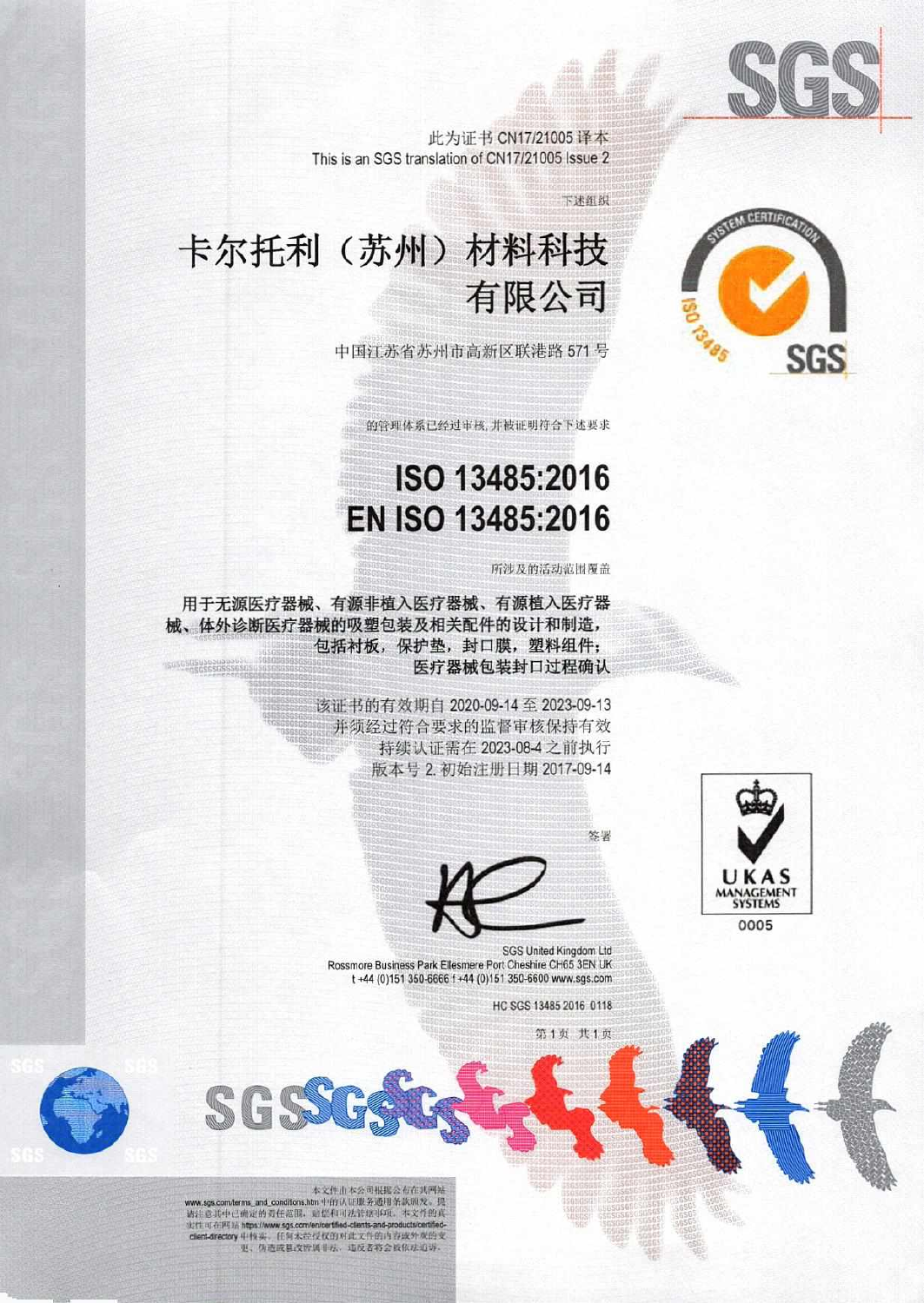此为证书 CN17/21005 译本
This is an SGS translation of CN17/21005 Issue 2

下述组织

# 卡尔托利（苏州）材料科技有限公司

中国江苏省苏州市高新区联港路 571 号

的管理体系已经过审核，并被证明符合下述要求

## ISO 13485:2016
## EN ISO 13485:2016

所涉及的活动范围覆盖

**用于无源医疗器械、有源非植入医疗器械、有源植入医疗器械、体外诊断医疗器械的吸塑包装及相关配件的设计和制造，包括衬板，保护垫，封口膜，塑料组件；医疗器械包装封口过程确认**

该证书的有效期自 2020-09-14 至 2023-09-13
并须经过符合要求的监督审核保持有效
持续认证需在 2023-08-4 之前执行
版本号 2. 初始注册日期 2017-09-14

签署

SGS United Kingdom Ltd
Rossmore Business Park Ellesmere Port Cheshire CH65 3EN UK
t +44 (0)151 350-6666 f +44 (0)151 350-6600 www.sgs.com

HC SGS 13485 2016 0118

UKAS MANAGEMENT SYSTEMS
0005

本文件由本公司根据公布在其网站 www.sgs.com/terms_and_conditions.htm 中的认证服务通用条款颁发。提请注意其中已确定的责任范围、赔偿和司法管辖问题。本文件的真实性可在网站 https://www.sgs.com/en/certified-clients-and-products/certified-client-directory 中核实。任何未经授权的对此文件的内容或外观的变更、伪造或篡改皆属非法，违反者将会被依法追诉。